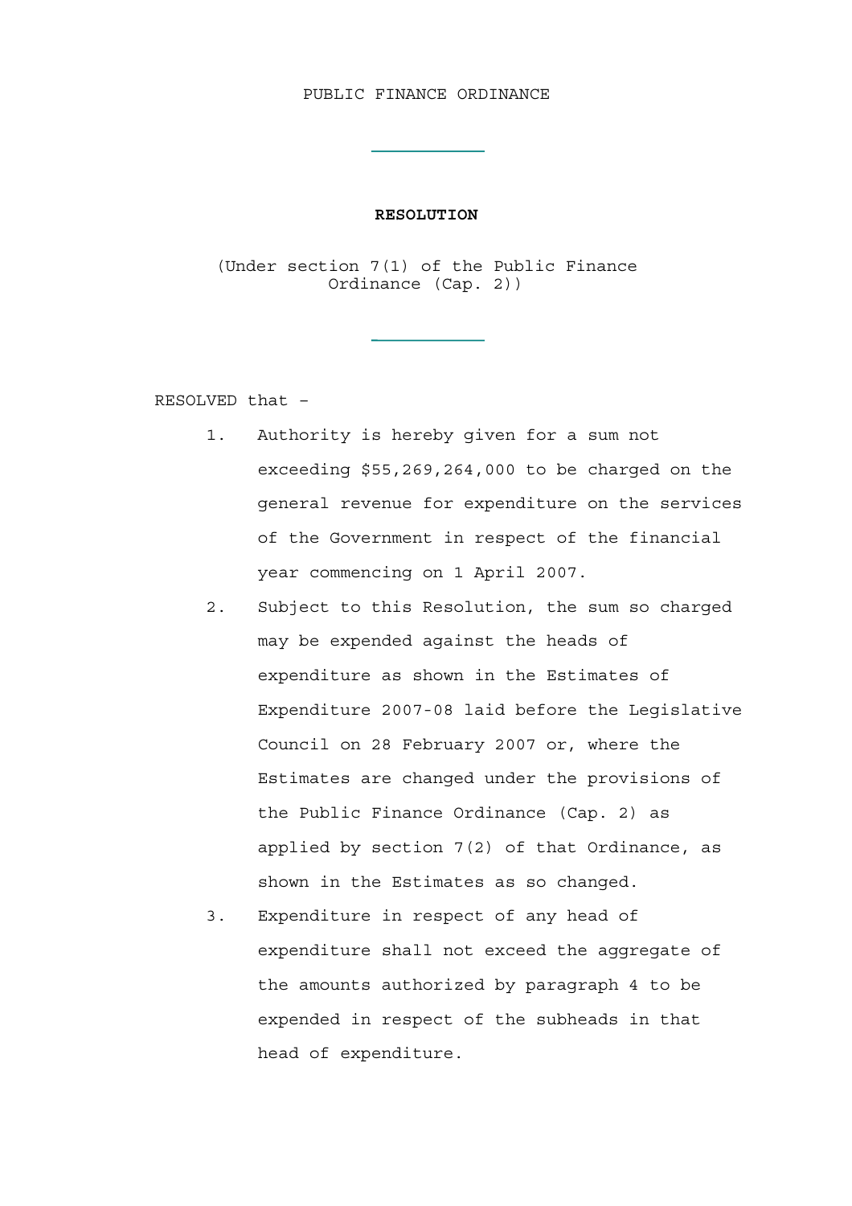PUBLIC FINANCE ORDINANCE

---

**RESOLUTION**

(Under section 7(1) of the Public Finance Ordinance (Cap. 2))

---

RESOLVED that –

1. Authority is hereby given for a sum not exceeding $55,269,264,000 to be charged on the general revenue for expenditure on the services of the Government in respect of the financial year commencing on 1 April 2007.
2. Subject to this Resolution, the sum so charged may be expended against the heads of expenditure as shown in the Estimates of Expenditure 2007-08 laid before the Legislative Council on 28 February 2007 or, where the Estimates are changed under the provisions of the Public Finance Ordinance (Cap. 2) as applied by section 7(2) of that Ordinance, as shown in the Estimates as so changed.
3. Expenditure in respect of any head of expenditure shall not exceed the aggregate of the amounts authorized by paragraph 4 to be expended in respect of the subheads in that head of expenditure.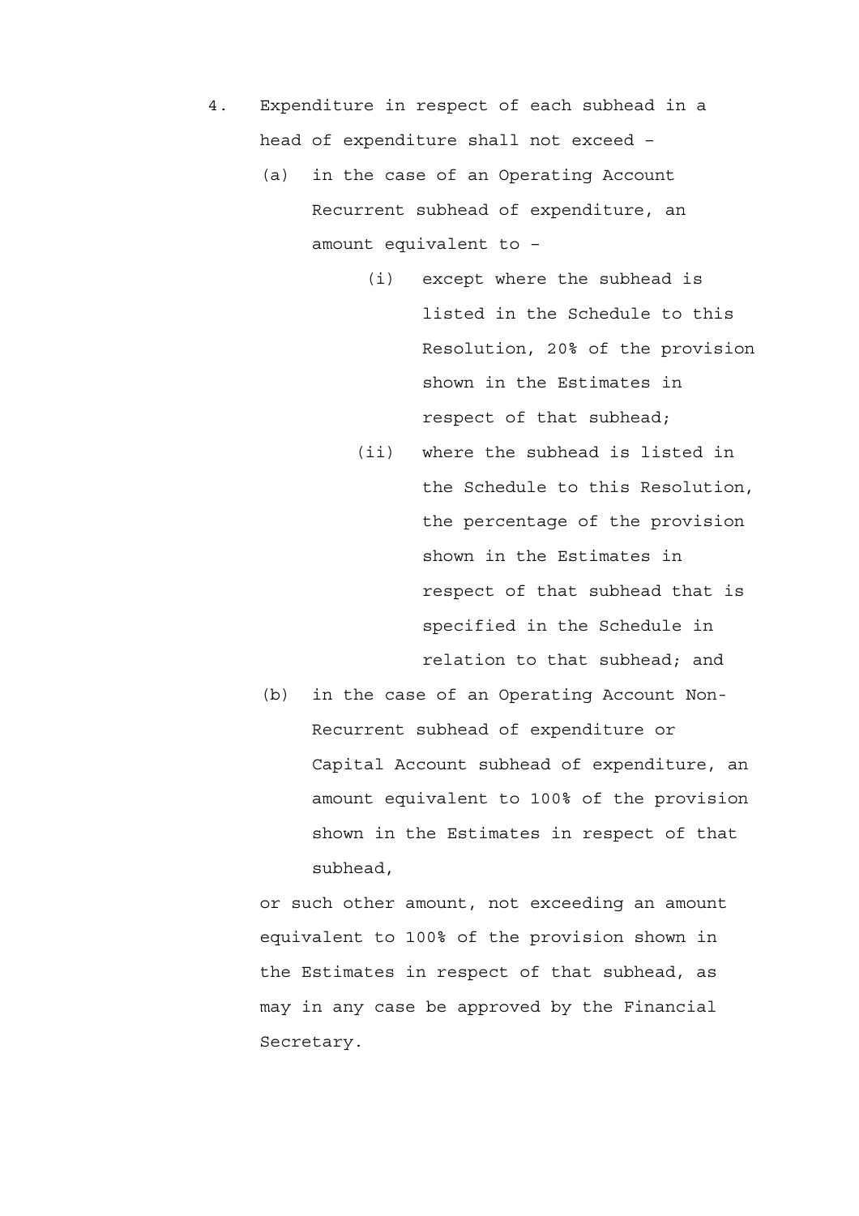4. Expenditure in respect of each subhead in a head of expenditure shall not exceed –

   (a) in the case of an Operating Account Recurrent subhead of expenditure, an amount equivalent to –

      (i) except where the subhead is listed in the Schedule to this Resolution, 20% of the provision shown in the Estimates in respect of that subhead;

      (ii) where the subhead is listed in the Schedule to this Resolution, the percentage of the provision shown in the Estimates in respect of that subhead that is specified in the Schedule in relation to that subhead; and

   (b) in the case of an Operating Account Non-Recurrent subhead of expenditure or Capital Account subhead of expenditure, an amount equivalent to 100% of the provision shown in the Estimates in respect of that subhead,

   or such other amount, not exceeding an amount equivalent to 100% of the provision shown in the Estimates in respect of that subhead, as may in any case be approved by the Financial Secretary.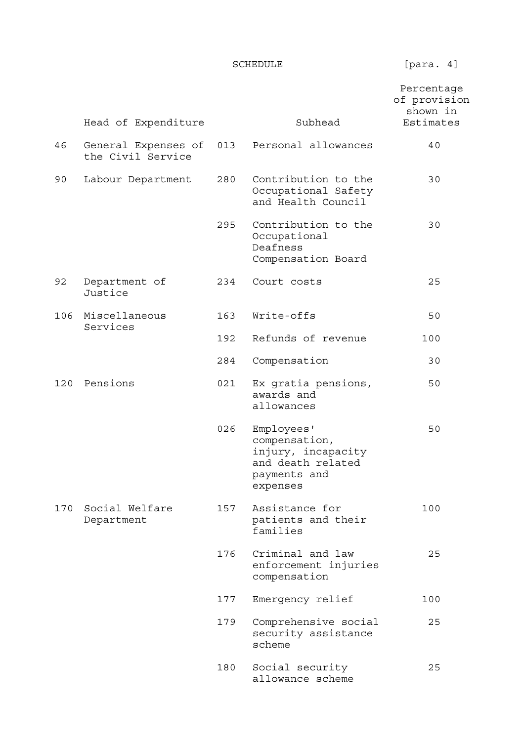SCHEDULE [para. 4]

| | Head of Expenditure | | Subhead | Percentage of provision shown in Estimates |
|---|---|---|---|---|
| 46 | General Expenses of the Civil Service | 013 | Personal allowances | 40 |
| 90 | Labour Department | 280 | Contribution to the Occupational Safety and Health Council | 30 |
| | | 295 | Contribution to the Occupational Deafness Compensation Board | 30 |
| 92 | Department of Justice | 234 | Court costs | 25 |
| 106 | Miscellaneous Services | 163 | Write-offs | 50 |
| | | 192 | Refunds of revenue | 100 |
| | | 284 | Compensation | 30 |
| 120 | Pensions | 021 | Ex gratia pensions, awards and allowances | 50 |
| | | 026 | Employees' compensation, injury, incapacity and death related payments and expenses | 50 |
| 170 | Social Welfare Department | 157 | Assistance for patients and their families | 100 |
| | | 176 | Criminal and law enforcement injuries compensation | 25 |
| | | 177 | Emergency relief | 100 |
| | | 179 | Comprehensive social security assistance scheme | 25 |
| | | 180 | Social security allowance scheme | 25 |